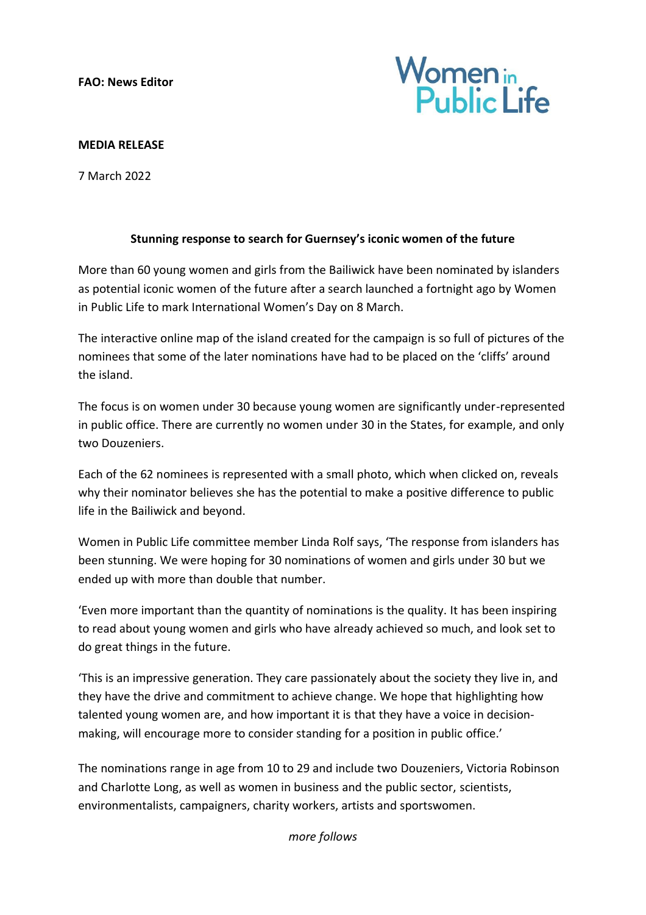**FAO: News Editor**

Women in Public Life

**MEDIA RELEASE**

7 March 2022

**Stunning response to search for Guernsey's iconic women of the future**

More than 60 young women and girls from the Bailiwick have been nominated by islanders as potential iconic women of the future after a search launched a fortnight ago by Women in Public Life to mark International Women's Day on 8 March.

The interactive online map of the island created for the campaign is so full of pictures of the nominees that some of the later nominations have had to be placed on the 'cliffs' around the island.

The focus is on women under 30 because young women are significantly under-represented in public office. There are currently no women under 30 in the States, for example, and only two Douzeniers.

Each of the 62 nominees is represented with a small photo, which when clicked on, reveals why their nominator believes she has the potential to make a positive difference to public life in the Bailiwick and beyond.

Women in Public Life committee member Linda Rolf says, 'The response from islanders has been stunning. We were hoping for 30 nominations of women and girls under 30 but we ended up with more than double that number.

'Even more important than the quantity of nominations is the quality. It has been inspiring to read about young women and girls who have already achieved so much, and look set to do great things in the future.

'This is an impressive generation. They care passionately about the society they live in, and they have the drive and commitment to achieve change. We hope that highlighting how talented young women are, and how important it is that they have a voice in decision-making, will encourage more to consider standing for a position in public office.'

The nominations range in age from 10 to 29 and include two Douzeniers, Victoria Robinson and Charlotte Long, as well as women in business and the public sector, scientists, environmentalists, campaigners, charity workers, artists and sportswomen.

*more follows*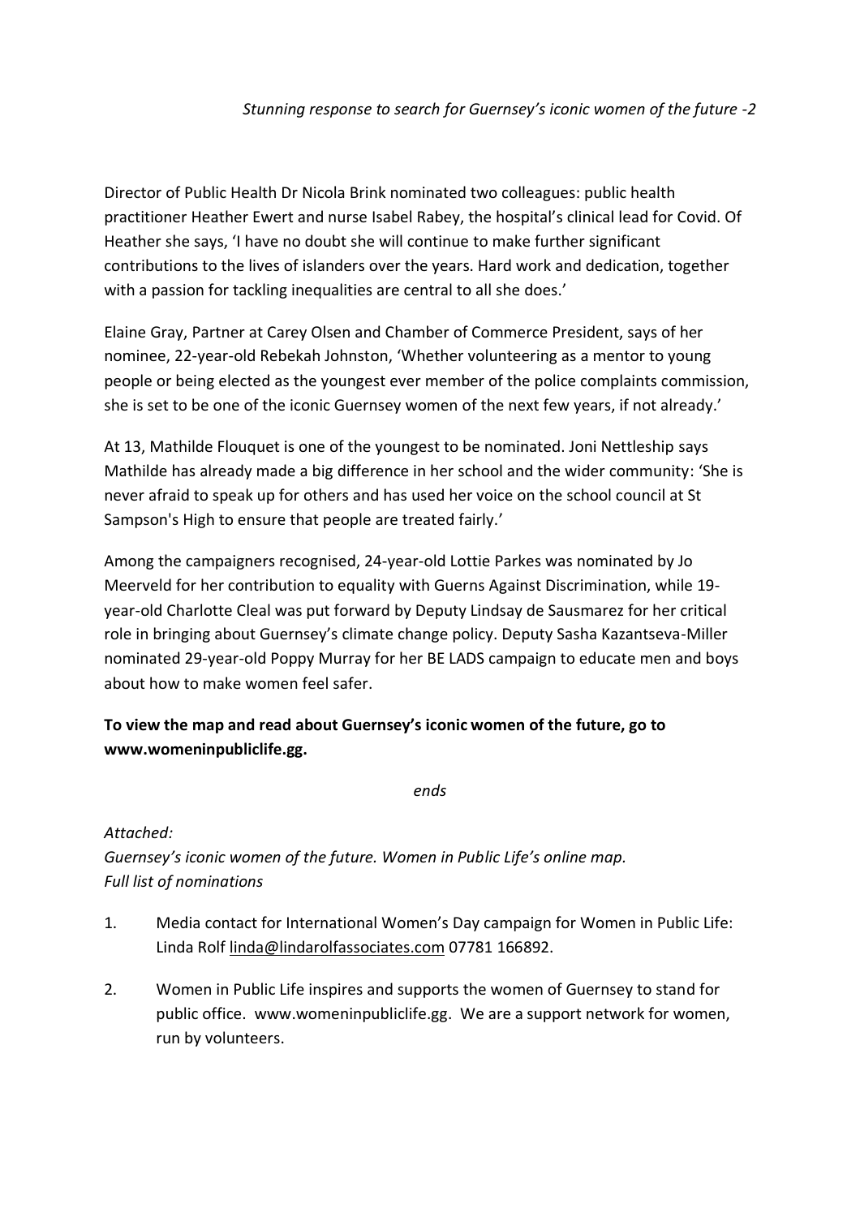Director of Public Health Dr Nicola Brink nominated two colleagues: public health practitioner Heather Ewert and nurse Isabel Rabey, the hospital's clinical lead for Covid. Of Heather she says, 'I have no doubt she will continue to make further significant contributions to the lives of islanders over the years. Hard work and dedication, together with a passion for tackling inequalities are central to all she does.'

Elaine Gray, Partner at Carey Olsen and Chamber of Commerce President, says of her nominee, 22-year-old Rebekah Johnston, 'Whether volunteering as a mentor to young people or being elected as the youngest ever member of the police complaints commission, she is set to be one of the iconic Guernsey women of the next few years, if not already.'

At 13, Mathilde Flouquet is one of the youngest to be nominated. Joni Nettleship says Mathilde has already made a big difference in her school and the wider community: 'She is never afraid to speak up for others and has used her voice on the school council at St Sampson's High to ensure that people are treated fairly.'

Among the campaigners recognised, 24-year-old Lottie Parkes was nominated by Jo Meerveld for her contribution to equality with Guerns Against Discrimination, while 19-year-old Charlotte Cleal was put forward by Deputy Lindsay de Sausmarez for her critical role in bringing about Guernsey's climate change policy. Deputy Sasha Kazantseva-Miller nominated 29-year-old Poppy Murray for her BE LADS campaign to educate men and boys about how to make women feel safer.

**To view the map and read about Guernsey's iconic women of the future, go to www.womeninpubliclife.gg.**

*ends*

*Attached:*
*Guernsey's iconic women of the future. Women in Public Life's online map.*
*Full list of nominations*

1. Media contact for International Women's Day campaign for Women in Public Life: Linda Rolf linda@lindarolfassociates.com 07781 166892.

2. Women in Public Life inspires and supports the women of Guernsey to stand for public office. www.womeninpubliclife.gg. We are a support network for women, run by volunteers.